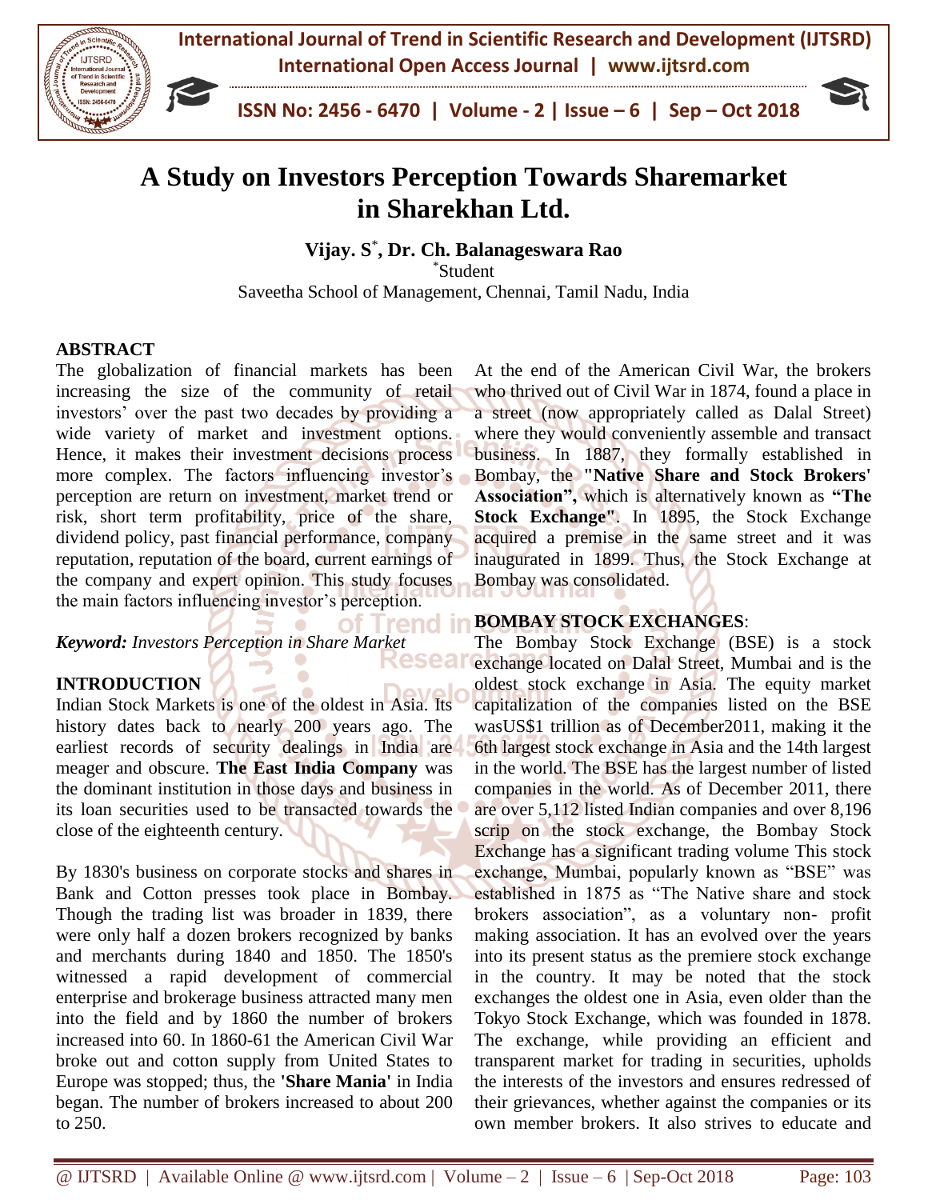# A Study on Investors Perception Towards Sharemarket in Sharekhan Ltd.

**Vijay. S[*], Dr. Ch. Balanageswara Rao**

[*]Student

Saveetha School of Management, Chennai, Tamil Nadu, India

## ABSTRACT

The globalization of financial markets has been increasing the size of the community of retail investors' over the past two decades by providing a wide variety of market and investment options. Hence, it makes their investment decisions process more complex. The factors influencing investor's perception are return on investment, market trend or risk, short term profitability, price of the share, dividend policy, past financial performance, company reputation, reputation of the board, current earnings of the company and expert opinion. This study focuses the main factors influencing investor's perception.

*Keyword: Investors Perception in Share Market*

## INTRODUCTION

Indian Stock Markets is one of the oldest in Asia. Its history dates back to nearly 200 years ago. The earliest records of security dealings in India are meager and obscure. **The East India Company** was the dominant institution in those days and business in its loan securities used to be transacted towards the close of the eighteenth century.

By 1830's business on corporate stocks and shares in Bank and Cotton presses took place in Bombay. Though the trading list was broader in 1839, there were only half a dozen brokers recognized by banks and merchants during 1840 and 1850. The 1850's witnessed a rapid development of commercial enterprise and brokerage business attracted many men into the field and by 1860 the number of brokers increased into 60. In 1860-61 the American Civil War broke out and cotton supply from United States to Europe was stopped; thus, the **'Share Mania'** in India began. The number of brokers increased to about 200 to 250.

At the end of the American Civil War, the brokers who thrived out of Civil War in 1874, found a place in a street (now appropriately called as Dalal Street) where they would conveniently assemble and transact business. In 1887, they formally established in Bombay, the **"Native Share and Stock Brokers' Association"**, which is alternatively known as **"The Stock Exchange"**. In 1895, the Stock Exchange acquired a premise in the same street and it was inaugurated in 1899. Thus, the Stock Exchange at Bombay was consolidated.

## BOMBAY STOCK EXCHANGES:

The Bombay Stock Exchange (BSE) is a stock exchange located on Dalal Street, Mumbai and is the oldest stock exchange in Asia. The equity market capitalization of the companies listed on the BSE wasUS$1 trillion as of December2011, making it the 6th largest stock exchange in Asia and the 14th largest in the world. The BSE has the largest number of listed companies in the world. As of December 2011, there are over 5,112 listed Indian companies and over 8,196 scrip on the stock exchange, the Bombay Stock Exchange has a significant trading volume This stock exchange, Mumbai, popularly known as "BSE" was established in 1875 as "The Native share and stock brokers association", as a voluntary non- profit making association. It has an evolved over the years into its present status as the premiere stock exchange in the country. It may be noted that the stock exchanges the oldest one in Asia, even older than the Tokyo Stock Exchange, which was founded in 1878. The exchange, while providing an efficient and transparent market for trading in securities, upholds the interests of the investors and ensures redressed of their grievances, whether against the companies or its own member brokers. It also strives to educate and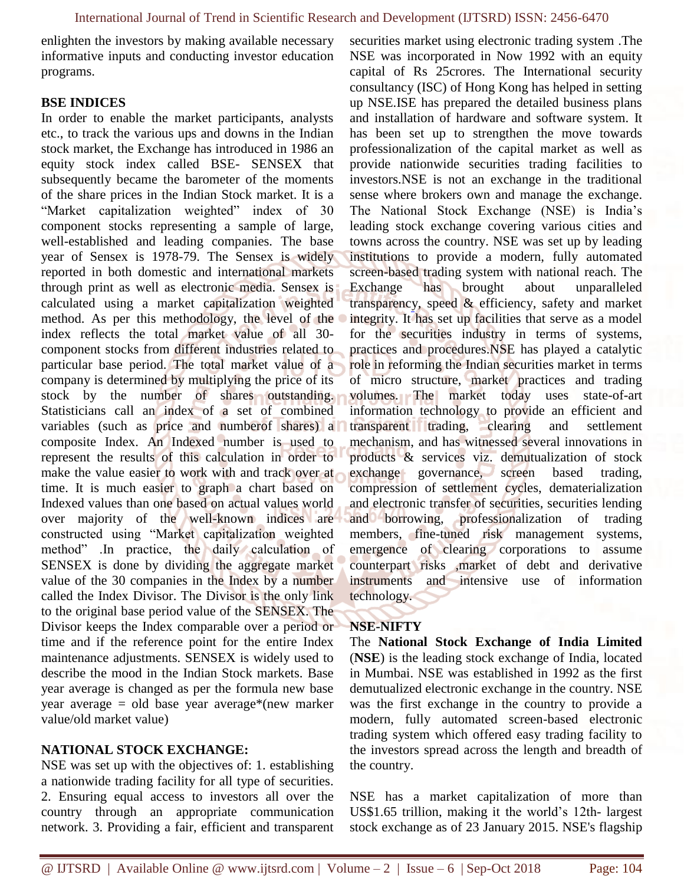enlighten the investors by making available necessary informative inputs and conducting investor education programs.

## BSE INDICES

In order to enable the market participants, analysts etc., to track the various ups and downs in the Indian stock market, the Exchange has introduced in 1986 an equity stock index called BSE- SENSEX that subsequently became the barometer of the moments of the share prices in the Indian Stock market. It is a "Market capitalization weighted" index of 30 component stocks representing a sample of large, well-established and leading companies. The base year of Sensex is 1978-79. The Sensex is widely reported in both domestic and international markets through print as well as electronic media. Sensex is calculated using a market capitalization weighted method. As per this methodology, the level of the index reflects the total market value of all 30-component stocks from different industries related to particular base period. The total market value of a company is determined by multiplying the price of its stock by the number of shares outstanding. Statisticians call an index of a set of combined variables (such as price and numberof shares) a composite Index. An Indexed number is used to represent the results of this calculation in order to make the value easier to work with and track over at time. It is much easier to graph a chart based on Indexed values than one based on actual values world over majority of the well-known indices are constructed using "Market capitalization weighted method" .In practice, the daily calculation of SENSEX is done by dividing the aggregate market value of the 30 companies in the Index by a number called the Index Divisor. The Divisor is the only link to the original base period value of the SENSEX. The Divisor keeps the Index comparable over a period or time and if the reference point for the entire Index maintenance adjustments. SENSEX is widely used to describe the mood in the Indian Stock markets. Base year average is changed as per the formula new base year average = old base year average*(new marker value/old market value)

## NATIONAL STOCK EXCHANGE:

NSE was set up with the objectives of: 1. establishing a nationwide trading facility for all type of securities. 2. Ensuring equal access to investors all over the country through an appropriate communication network. 3. Providing a fair, efficient and transparent securities market using electronic trading system .The NSE was incorporated in Now 1992 with an equity capital of Rs 25crores. The International security consultancy (ISC) of Hong Kong has helped in setting up NSE.ISE has prepared the detailed business plans and installation of hardware and software system. It has been set up to strengthen the move towards professionalization of the capital market as well as provide nationwide securities trading facilities to investors.NSE is not an exchange in the traditional sense where brokers own and manage the exchange. The National Stock Exchange (NSE) is India's leading stock exchange covering various cities and towns across the country. NSE was set up by leading institutions to provide a modern, fully automated screen-based trading system with national reach. The Exchange has brought about unparalleled transparency, speed & efficiency, safety and market integrity. It has set up facilities that serve as a model for the securities industry in terms of systems, practices and procedures.NSE has played a catalytic role in reforming the Indian securities market in terms of micro structure, market practices and trading volumes. The market today uses state-of-art information technology to provide an efficient and transparent trading, clearing and settlement mechanism, and has witnessed several innovations in products & services viz. demutualization of stock exchange governance, screen based trading, compression of settlement cycles, dematerialization and electronic transfer of securities, securities lending and borrowing, professionalization of trading members, fine-tuned risk management systems, emergence of clearing corporations to assume counterpart risks ,market of debt and derivative instruments and intensive use of information technology.

## NSE-NIFTY

The **National Stock Exchange of India Limited** (**NSE**) is the leading stock exchange of India, located in Mumbai. NSE was established in 1992 as the first demutualized electronic exchange in the country. NSE was the first exchange in the country to provide a modern, fully automated screen-based electronic trading system which offered easy trading facility to the investors spread across the length and breadth of the country.

NSE has a market capitalization of more than US$1.65 trillion, making it the world's 12th- largest stock exchange as of 23 January 2015. NSE's flagship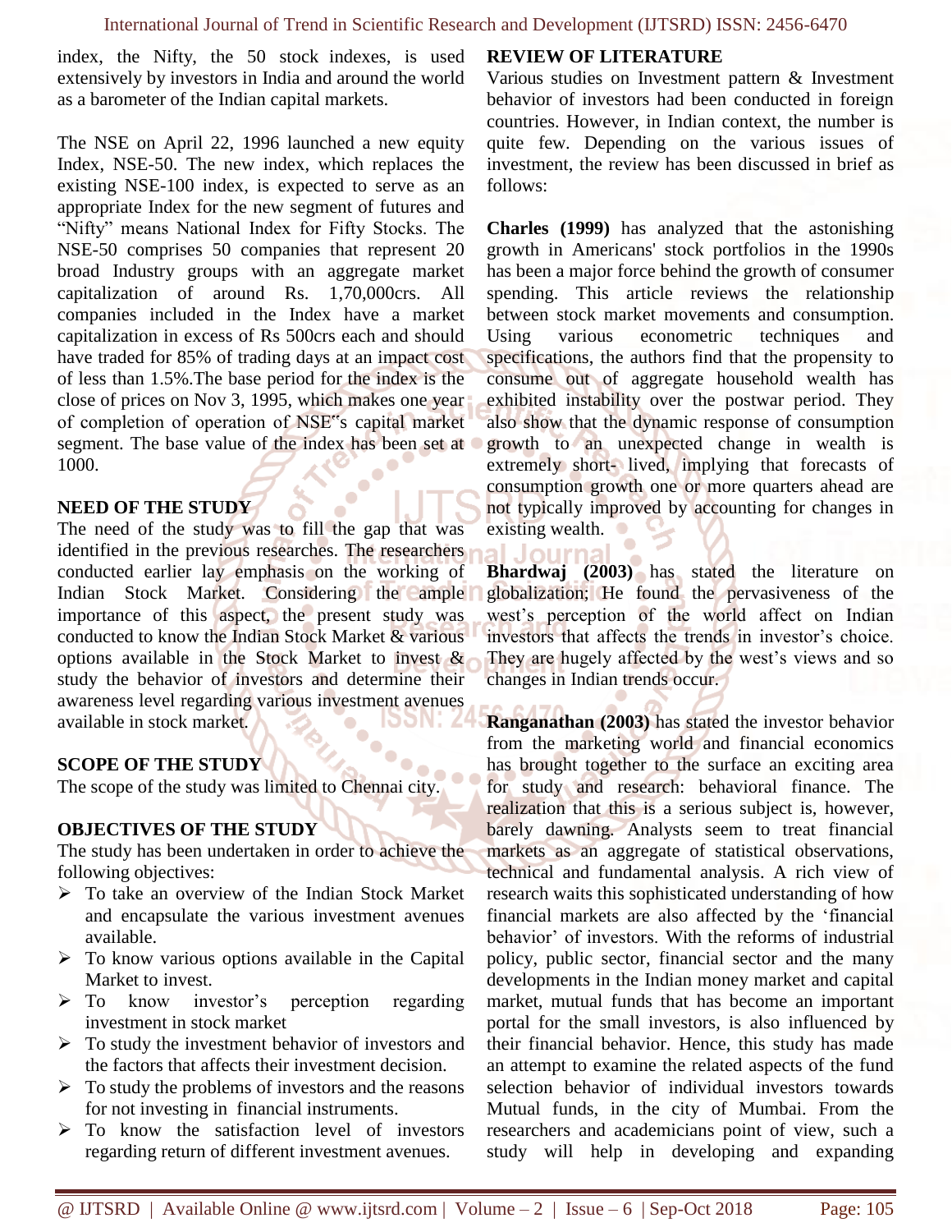index, the Nifty, the 50 stock indexes, is used extensively by investors in India and around the world as a barometer of the Indian capital markets.

The NSE on April 22, 1996 launched a new equity Index, NSE-50. The new index, which replaces the existing NSE-100 index, is expected to serve as an appropriate Index for the new segment of futures and "Nifty" means National Index for Fifty Stocks. The NSE-50 comprises 50 companies that represent 20 broad Industry groups with an aggregate market capitalization of around Rs. 1,70,000crs. All companies included in the Index have a market capitalization in excess of Rs 500crs each and should have traded for 85% of trading days at an impact cost of less than 1.5%.The base period for the index is the close of prices on Nov 3, 1995, which makes one year of completion of operation of NSE"s capital market segment. The base value of the index has been set at 1000.

## NEED OF THE STUDY

The need of the study was to fill the gap that was identified in the previous researches. The researchers conducted earlier lay emphasis on the working of Indian Stock Market. Considering the ample importance of this aspect, the present study was conducted to know the Indian Stock Market & various options available in the Stock Market to invest & study the behavior of investors and determine their awareness level regarding various investment avenues available in stock market.

## SCOPE OF THE STUDY

The scope of the study was limited to Chennai city.

## OBJECTIVES OF THE STUDY

The study has been undertaken in order to achieve the following objectives:

- To take an overview of the Indian Stock Market and encapsulate the various investment avenues available.
- To know various options available in the Capital Market to invest.
- To know investor's perception regarding investment in stock market
- To study the investment behavior of investors and the factors that affects their investment decision.
- To study the problems of investors and the reasons for not investing in financial instruments.
- To know the satisfaction level of investors regarding return of different investment avenues.

## REVIEW OF LITERATURE

Various studies on Investment pattern & Investment behavior of investors had been conducted in foreign countries. However, in Indian context, the number is quite few. Depending on the various issues of investment, the review has been discussed in brief as follows:

**Charles (1999)** has analyzed that the astonishing growth in Americans' stock portfolios in the 1990s has been a major force behind the growth of consumer spending. This article reviews the relationship between stock market movements and consumption. Using various econometric techniques and specifications, the authors find that the propensity to consume out of aggregate household wealth has exhibited instability over the postwar period. They also show that the dynamic response of consumption growth to an unexpected change in wealth is extremely short- lived, implying that forecasts of consumption growth one or more quarters ahead are not typically improved by accounting for changes in existing wealth.

**Bhardwaj (2003)** has stated the literature on globalization; He found the pervasiveness of the west's perception of the world affect on Indian investors that affects the trends in investor's choice. They are hugely affected by the west's views and so changes in Indian trends occur.

**Ranganathan (2003)** has stated the investor behavior from the marketing world and financial economics has brought together to the surface an exciting area for study and research: behavioral finance. The realization that this is a serious subject is, however, barely dawning. Analysts seem to treat financial markets as an aggregate of statistical observations, technical and fundamental analysis. A rich view of research waits this sophisticated understanding of how financial markets are also affected by the 'financial behavior' of investors. With the reforms of industrial policy, public sector, financial sector and the many developments in the Indian money market and capital market, mutual funds that has become an important portal for the small investors, is also influenced by their financial behavior. Hence, this study has made an attempt to examine the related aspects of the fund selection behavior of individual investors towards Mutual funds, in the city of Mumbai. From the researchers and academicians point of view, such a study will help in developing and expanding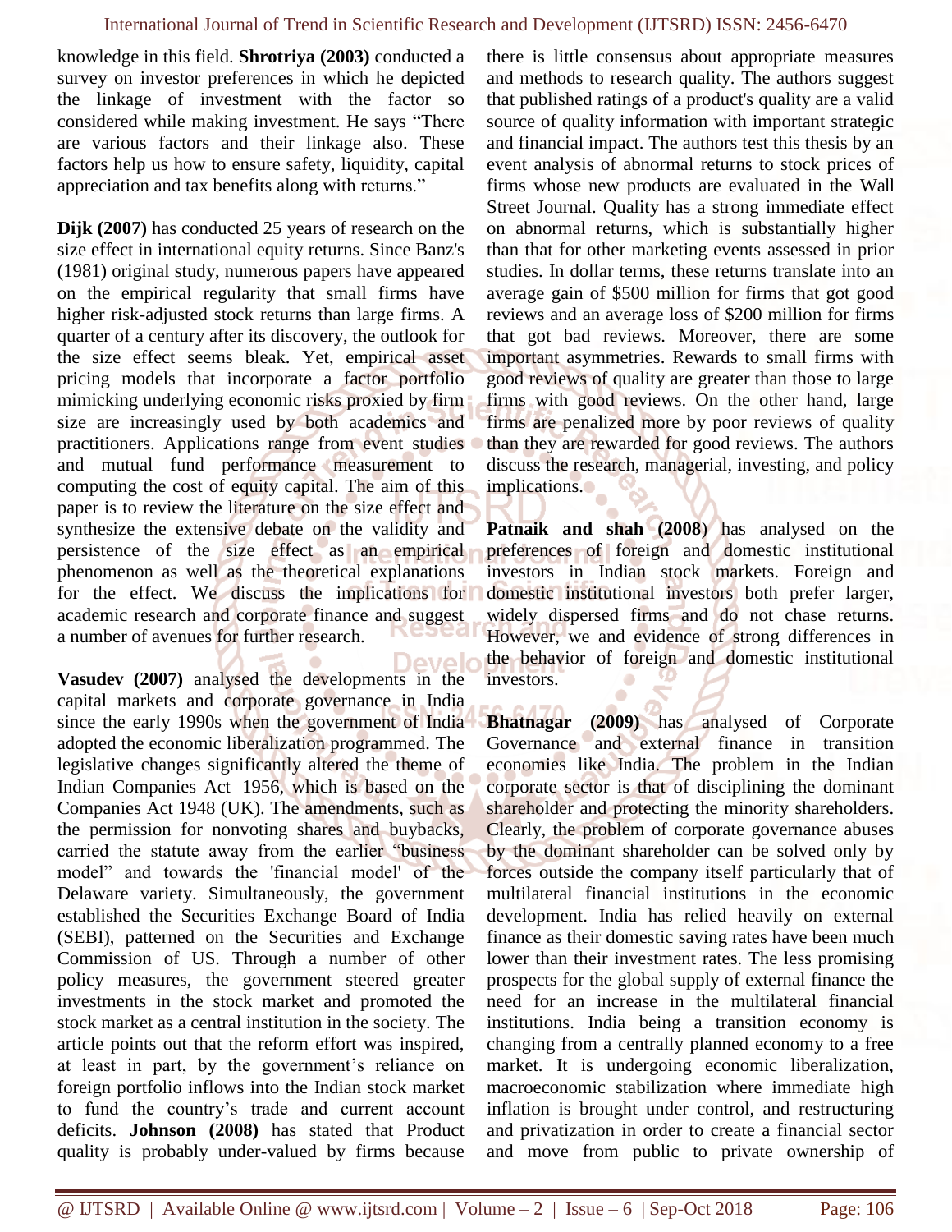knowledge in this field. **Shrotriya (2003)** conducted a survey on investor preferences in which he depicted the linkage of investment with the factor so considered while making investment. He says "There are various factors and their linkage also. These factors help us how to ensure safety, liquidity, capital appreciation and tax benefits along with returns."

**Dijk (2007)** has conducted 25 years of research on the size effect in international equity returns. Since Banz's (1981) original study, numerous papers have appeared on the empirical regularity that small firms have higher risk-adjusted stock returns than large firms. A quarter of a century after its discovery, the outlook for the size effect seems bleak. Yet, empirical asset pricing models that incorporate a factor portfolio mimicking underlying economic risks proxied by firm size are increasingly used by both academics and practitioners. Applications range from event studies and mutual fund performance measurement to computing the cost of equity capital. The aim of this paper is to review the literature on the size effect and synthesize the extensive debate on the validity and persistence of the size effect as an empirical phenomenon as well as the theoretical explanations for the effect. We discuss the implications for academic research and corporate finance and suggest a number of avenues for further research.

**Vasudev (2007)** analysed the developments in the capital markets and corporate governance in India since the early 1990s when the government of India adopted the economic liberalization programmed. The legislative changes significantly altered the theme of Indian Companies Act 1956, which is based on the Companies Act 1948 (UK). The amendments, such as the permission for nonvoting shares and buybacks, carried the statute away from the earlier "business model" and towards the 'financial model' of the Delaware variety. Simultaneously, the government established the Securities Exchange Board of India (SEBI), patterned on the Securities and Exchange Commission of US. Through a number of other policy measures, the government steered greater investments in the stock market and promoted the stock market as a central institution in the society. The article points out that the reform effort was inspired, at least in part, by the government's reliance on foreign portfolio inflows into the Indian stock market to fund the country's trade and current account deficits. **Johnson (2008)** has stated that Product quality is probably under-valued by firms because there is little consensus about appropriate measures and methods to research quality. The authors suggest that published ratings of a product's quality are a valid source of quality information with important strategic and financial impact. The authors test this thesis by an event analysis of abnormal returns to stock prices of firms whose new products are evaluated in the Wall Street Journal. Quality has a strong immediate effect on abnormal returns, which is substantially higher than that for other marketing events assessed in prior studies. In dollar terms, these returns translate into an average gain of $500 million for firms that got good reviews and an average loss of $200 million for firms that got bad reviews. Moreover, there are some important asymmetries. Rewards to small firms with good reviews of quality are greater than those to large firms with good reviews. On the other hand, large firms are penalized more by poor reviews of quality than they are rewarded for good reviews. The authors discuss the research, managerial, investing, and policy implications.

**Patnaik and shah (2008**) has analysed on the preferences of foreign and domestic institutional investors in Indian stock markets. Foreign and domestic institutional investors both prefer larger, widely dispersed firms and do not chase returns. However, we and evidence of strong differences in the behavior of foreign and domestic institutional investors.

**Bhatnagar (2009)** has analysed of Corporate Governance and external finance in transition economies like India. The problem in the Indian corporate sector is that of disciplining the dominant shareholder and protecting the minority shareholders. Clearly, the problem of corporate governance abuses by the dominant shareholder can be solved only by forces outside the company itself particularly that of multilateral financial institutions in the economic development. India has relied heavily on external finance as their domestic saving rates have been much lower than their investment rates. The less promising prospects for the global supply of external finance the need for an increase in the multilateral financial institutions. India being a transition economy is changing from a centrally planned economy to a free market. It is undergoing economic liberalization, macroeconomic stabilization where immediate high inflation is brought under control, and restructuring and privatization in order to create a financial sector and move from public to private ownership of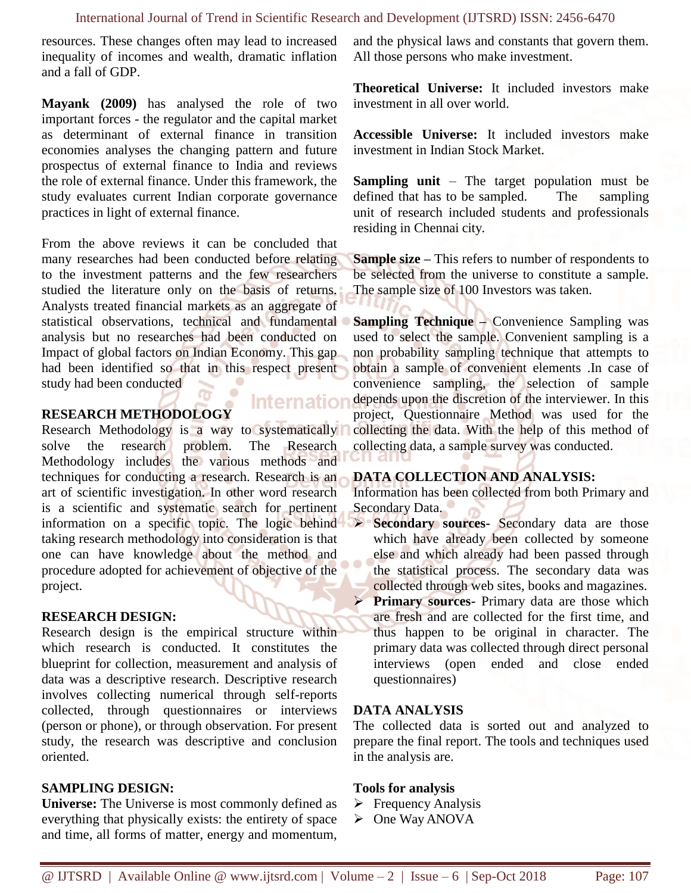resources. These changes often may lead to increased inequality of incomes and wealth, dramatic inflation and a fall of GDP.

**Mayank (2009)** has analysed the role of two important forces - the regulator and the capital market as determinant of external finance in transition economies analyses the changing pattern and future prospectus of external finance to India and reviews the role of external finance. Under this framework, the study evaluates current Indian corporate governance practices in light of external finance.

From the above reviews it can be concluded that many researches had been conducted before relating to the investment patterns and the few researchers studied the literature only on the basis of returns. Analysts treated financial markets as an aggregate of statistical observations, technical and fundamental analysis but no researches had been conducted on Impact of global factors on Indian Economy. This gap had been identified so that in this respect present study had been conducted

## RESEARCH METHODOLOGY

Research Methodology is a way to systematically solve the research problem. The Research Methodology includes the various methods and techniques for conducting a research. Research is an art of scientific investigation. In other word research is a scientific and systematic search for pertinent information on a specific topic. The logic behind taking research methodology into consideration is that one can have knowledge about the method and procedure adopted for achievement of objective of the project.

## RESEARCH DESIGN:

Research design is the empirical structure within which research is conducted. It constitutes the blueprint for collection, measurement and analysis of data was a descriptive research. Descriptive research involves collecting numerical through self-reports collected, through questionnaires or interviews (person or phone), or through observation. For present study, the research was descriptive and conclusion oriented.

## SAMPLING DESIGN:

**Universe:** The Universe is most commonly defined as everything that physically exists: the entirety of space and time, all forms of matter, energy and momentum, and the physical laws and constants that govern them. All those persons who make investment.

**Theoretical Universe:** It included investors make investment in all over world.

**Accessible Universe:** It included investors make investment in Indian Stock Market.

**Sampling unit** – The target population must be defined that has to be sampled. The sampling unit of research included students and professionals residing in Chennai city.

**Sample size –** This refers to number of respondents to be selected from the universe to constitute a sample. The sample size of 100 Investors was taken.

**Sampling Technique –** Convenience Sampling was used to select the sample. Convenient sampling is a non probability sampling technique that attempts to obtain a sample of convenient elements .In case of convenience sampling, the selection of sample depends upon the discretion of the interviewer. In this project, Questionnaire Method was used for the collecting the data. With the help of this method of collecting data, a sample survey was conducted.

## DATA COLLECTION AND ANALYSIS:

Information has been collected from both Primary and Secondary Data.

- **Secondary sources-** Secondary data are those which have already been collected by someone else and which already had been passed through the statistical process. The secondary data was collected through web sites, books and magazines.
- **Primary sources-** Primary data are those which are fresh and are collected for the first time, and thus happen to be original in character. The primary data was collected through direct personal interviews (open ended and close ended questionnaires)

## DATA ANALYSIS

The collected data is sorted out and analyzed to prepare the final report. The tools and techniques used in the analysis are.

**Tools for analysis**

- Frequency Analysis
- One Way ANOVA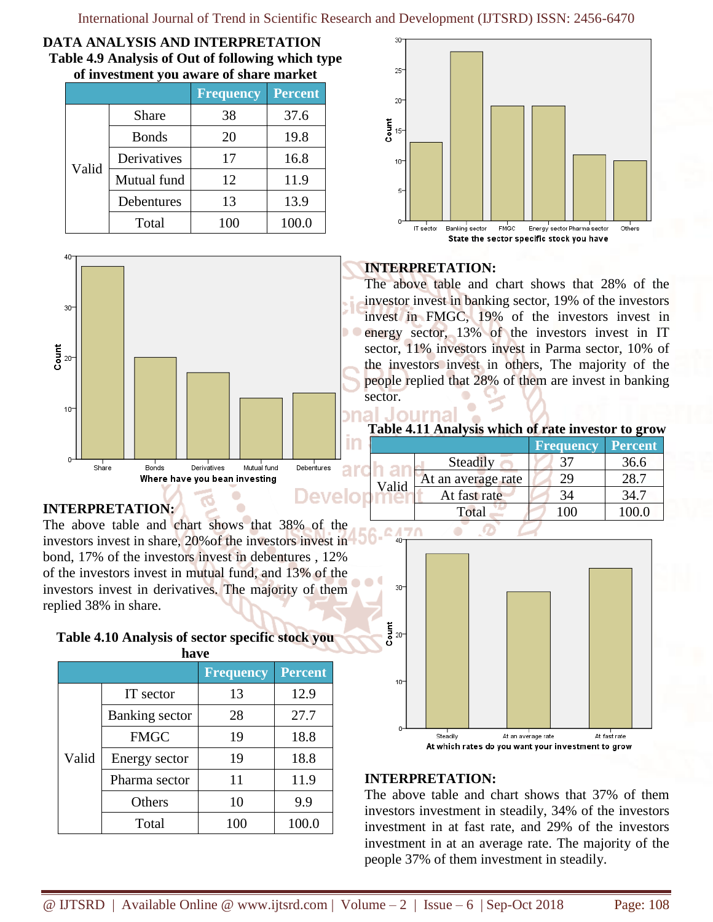## DATA ANALYSIS AND INTERPRETATION

**Table 4.9 Analysis of Out of following which type of investment you aware of share market**

| | | Frequency | Percent |
|---|---|---|---|
| Valid | Share | 38 | 37.6 |
| | Bonds | 20 | 19.8 |
| | Derivatives | 17 | 16.8 |
| | Mutual fund | 12 | 11.9 |
| | Debentures | 13 | 13.9 |
| | Total | 100 | 100.0 |

### INTERPRETATION:

The above table and chart shows that 38% of the investors invest in share, 20%of the investors invest in bond, 17% of the investors invest in debentures , 12% of the investors invest in mutual fund, and 13% of the investors invest in derivatives. The majority of them replied 38% in share.

**Table 4.10 Analysis of sector specific stock you have**

| | | Frequency | Percent |
|---|---|---|---|
| Valid | IT sector | 13 | 12.9 |
| | Banking sector | 28 | 27.7 |
| | FMGC | 19 | 18.8 |
| | Energy sector | 19 | 18.8 |
| | Pharma sector | 11 | 11.9 |
| | Others | 10 | 9.9 |
| | Total | 100 | 100.0 |

### INTERPRETATION:

The above table and chart shows that 28% of the investor invest in banking sector, 19% of the investors invest in FMGC, 19% of the investors invest in energy sector, 13% of the investors invest in IT sector, 11% investors invest in Parma sector, 10% of the investors invest in others, The majority of the people replied that 28% of them are invest in banking sector.

**Table 4.11 Analysis which of rate investor to grow**

| | | Frequency | Percent |
|---|---|---|---|
| Valid | Steadily | 37 | 36.6 |
| | At an average rate | 29 | 28.7 |
| | At fast rate | 34 | 34.7 |
| | Total | 100 | 100.0 |

### INTERPRETATION:

The above table and chart shows that 37% of them investors investment in steadily, 34% of the investors investment in at fast rate, and 29% of the investors investment in at an average rate. The majority of the people 37% of them investment in steadily.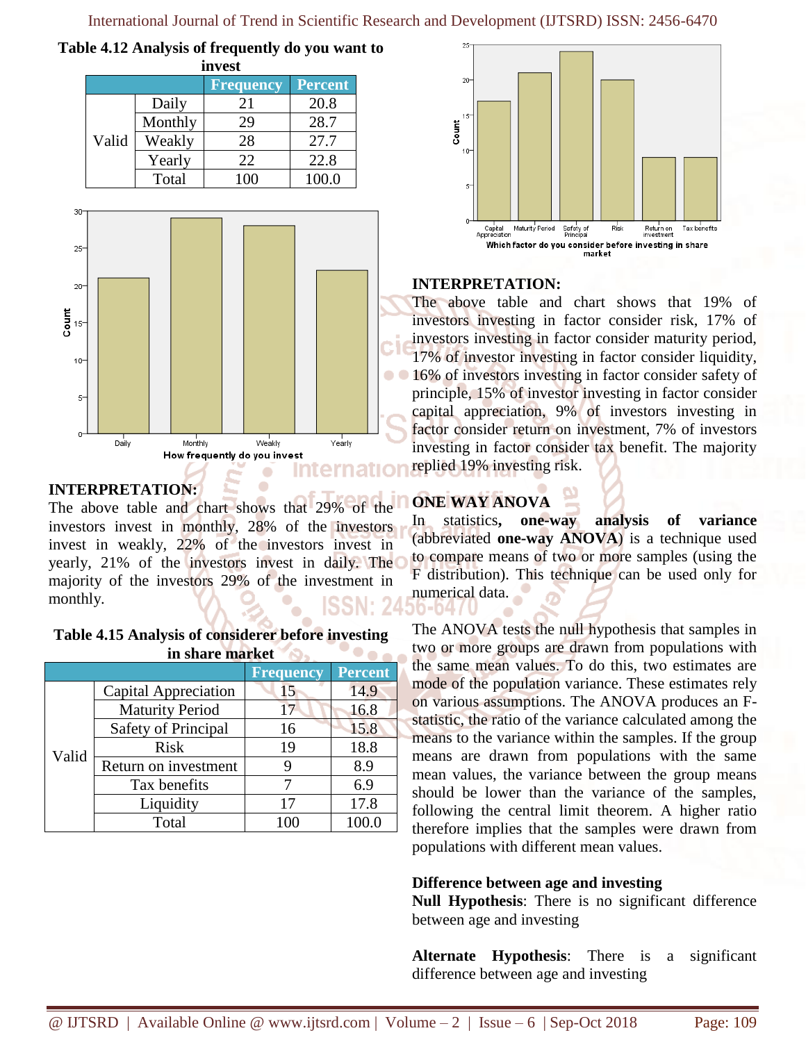**Table 4.12 Analysis of frequently do you want to invest**

| | | Frequency | Percent |
|---|---|---|---|
| Valid | Daily | 21 | 20.8 |
| | Monthly | 29 | 28.7 |
| | Weakly | 28 | 27.7 |
| | Yearly | 22 | 22.8 |
| | Total | 100 | 100.0 |

### INTERPRETATION:

The above table and chart shows that 29% of the investors invest in monthly, 28% of the investors invest in weakly, 22% of the investors invest in yearly, 21% of the investors invest in daily. The majority of the investors 29% of the investment in monthly.

**Table 4.15 Analysis of considerer before investing in share market**

| | | Frequency | Percent |
|---|---|---|---|
| Valid | Capital Appreciation | 15 | 14.9 |
| | Maturity Period | 17 | 16.8 |
| | Safety of Principal | 16 | 15.8 |
| | Risk | 19 | 18.8 |
| | Return on investment | 9 | 8.9 |
| | Tax benefits | 7 | 6.9 |
| | Liquidity | 17 | 17.8 |
| | Total | 100 | 100.0 |

### INTERPRETATION:

The above table and chart shows that 19% of investors investing in factor consider risk, 17% of investors investing in factor consider maturity period, 17% of investor investing in factor consider liquidity, 16% of investors investing in factor consider safety of principle, 15% of investor investing in factor consider capital appreciation, 9% of investors investing in factor consider return on investment, 7% of investors investing in factor consider tax benefit. The majority replied 19% investing risk.

### ONE WAY ANOVA

In statistics**, one-way analysis of variance** (abbreviated **one-way ANOVA**) is a technique used to compare means of two or more samples (using the F distribution). This technique can be used only for numerical data.

The ANOVA tests the null hypothesis that samples in two or more groups are drawn from populations with the same mean values. To do this, two estimates are mode of the population variance. These estimates rely on various assumptions. The ANOVA produces an F-statistic, the ratio of the variance calculated among the means to the variance within the samples. If the group means are drawn from populations with the same mean values, the variance between the group means should be lower than the variance of the samples, following the central limit theorem. A higher ratio therefore implies that the samples were drawn from populations with different mean values.

**Difference between age and investing**

**Null Hypothesis**: There is no significant difference between age and investing

**Alternate Hypothesis**: There is a significant difference between age and investing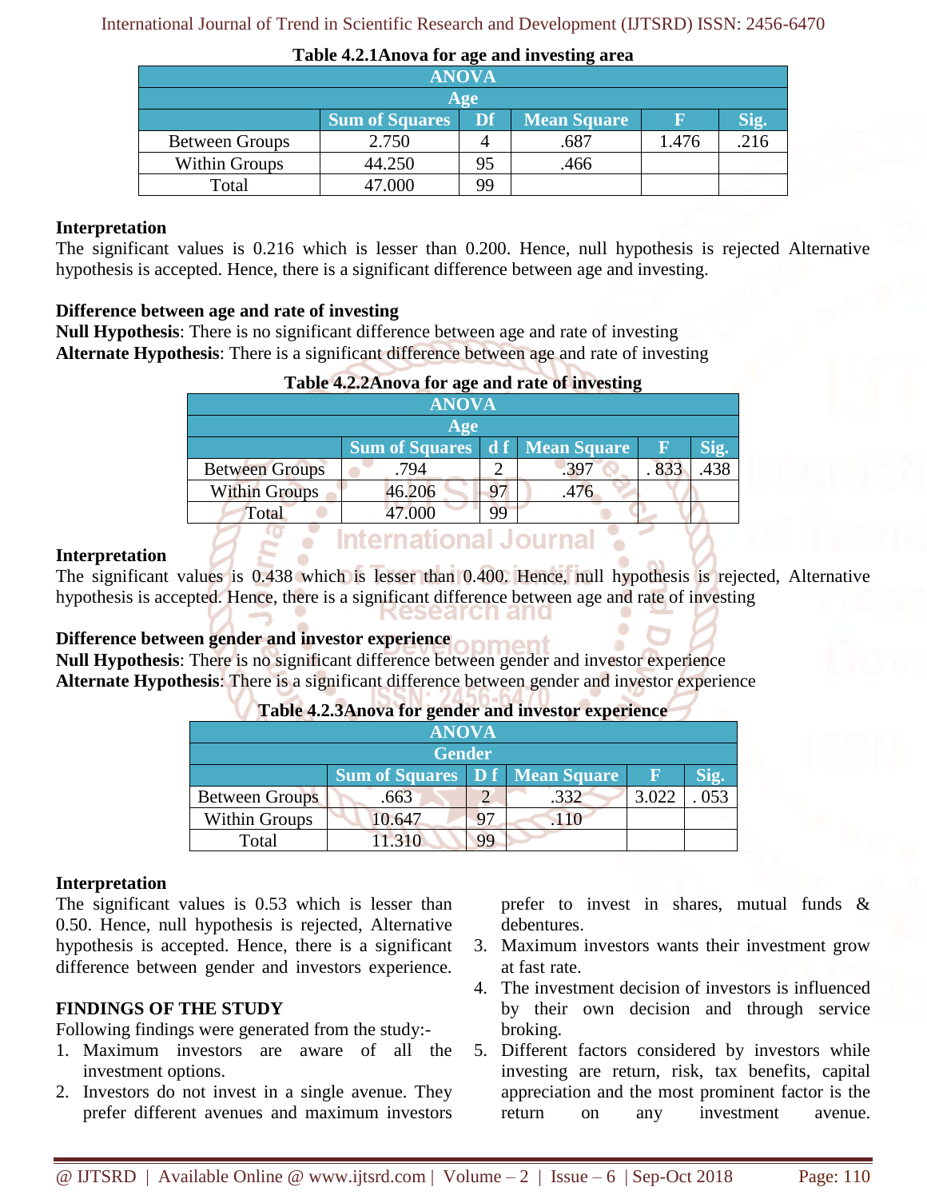**Table 4.2.1Anova for age and investing area**

| ANOVA | | | | | |
|---|---|---|---|---|---|
| Age | | | | | |
| | Sum of Squares | Df | Mean Square | F | Sig. |
| Between Groups | 2.750 | 4 | .687 | 1.476 | .216 |
| Within Groups | 44.250 | 95 | .466 | | |
| Total | 47.000 | 99 | | | |

**Interpretation**

The significant values is 0.216 which is lesser than 0.200. Hence, null hypothesis is rejected Alternative hypothesis is accepted. Hence, there is a significant difference between age and investing.

**Difference between age and rate of investing**

**Null Hypothesis**: There is no significant difference between age and rate of investing

**Alternate Hypothesis**: There is a significant difference between age and rate of investing

**Table 4.2.2Anova for age and rate of investing**

| ANOVA | | | | | |
|---|---|---|---|---|---|
| Age | | | | | |
| | Sum of Squares | d f | Mean Square | F | Sig. |
| Between Groups | .794 | 2 | .397 | . 833 | .438 |
| Within Groups | 46.206 | 97 | .476 | | |
| Total | 47.000 | 99 | | | |

**Interpretation**

The significant values is 0.438 which is lesser than 0.400. Hence, null hypothesis is rejected, Alternative hypothesis is accepted. Hence, there is a significant difference between age and rate of investing

**Difference between gender and investor experience**

**Null Hypothesis**: There is no significant difference between gender and investor experience

**Alternate Hypothesis**: There is a significant difference between gender and investor experience

**Table 4.2.3Anova for gender and investor experience**

| ANOVA | | | | | |
|---|---|---|---|---|---|
| Gender | | | | | |
| | Sum of Squares | D f | Mean Square | F | Sig. |
| Between Groups | .663 | 2 | .332 | 3.022 | . 053 |
| Within Groups | 10.647 | 97 | .110 | | |
| Total | 11.310 | 99 | | | |

**Interpretation**

The significant values is 0.53 which is lesser than 0.50. Hence, null hypothesis is rejected, Alternative hypothesis is accepted. Hence, there is a significant difference between gender and investors experience.

**FINDINGS OF THE STUDY**

Following findings were generated from the study:-

1. Maximum investors are aware of all the investment options.
2. Investors do not invest in a single avenue. They prefer different avenues and maximum investors prefer to invest in shares, mutual funds & debentures.
3. Maximum investors wants their investment grow at fast rate.
4. The investment decision of investors is influenced by their own decision and through service broking.
5. Different factors considered by investors while investing are return, risk, tax benefits, capital appreciation and the most prominent factor is the return on any investment avenue.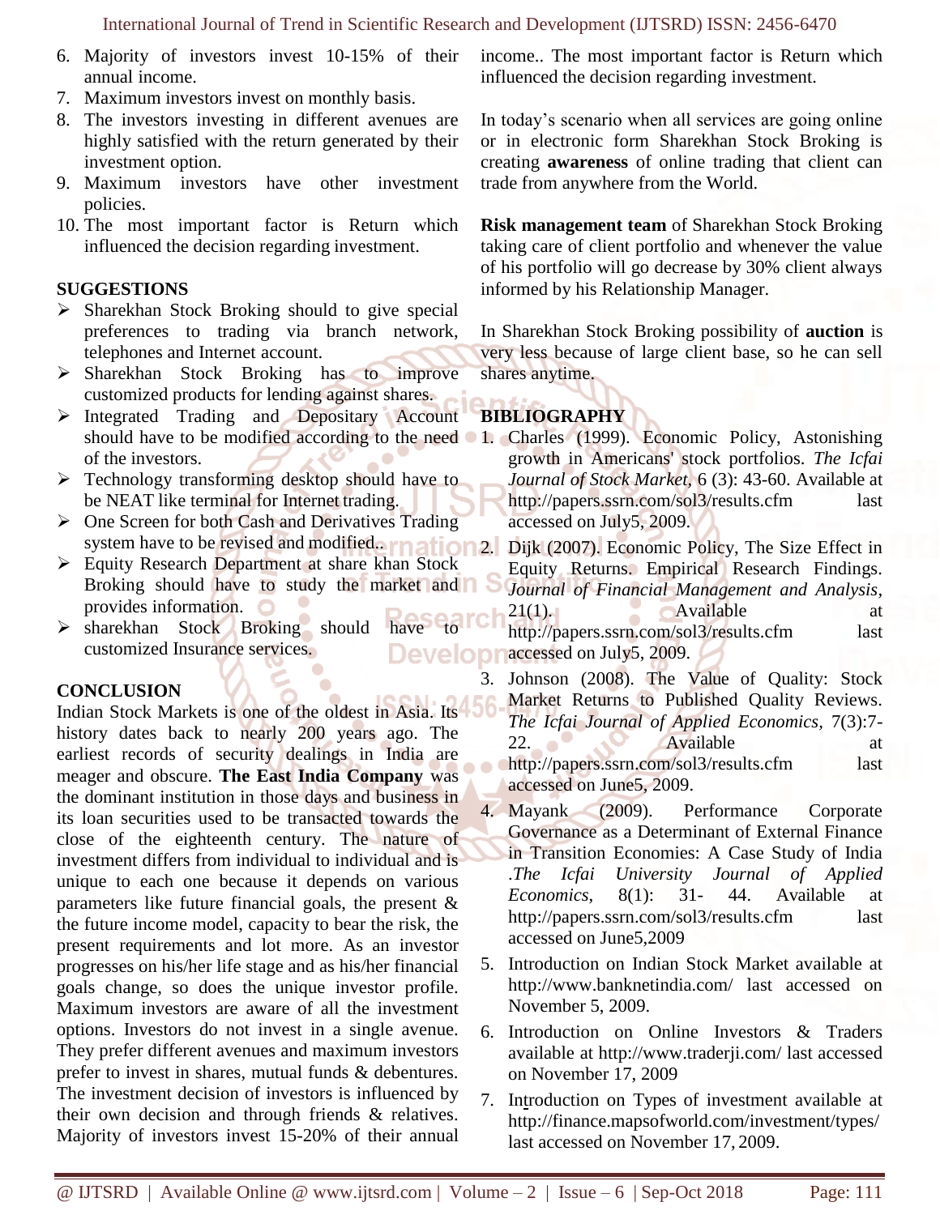6. Majority of investors invest 10-15% of their annual income.
7. Maximum investors invest on monthly basis.
8. The investors investing in different avenues are highly satisfied with the return generated by their investment option.
9. Maximum investors have other investment policies.
10. The most important factor is Return which influenced the decision regarding investment.

## SUGGESTIONS

- Sharekhan Stock Broking should to give special preferences to trading via branch network, telephones and Internet account.
- Sharekhan Stock Broking has to improve customized products for lending against shares.
- Integrated Trading and Depositary Account should have to be modified according to the need of the investors.
- Technology transforming desktop should have to be NEAT like terminal for Internet trading.
- One Screen for both Cash and Derivatives Trading system have to be revised and modified..
- Equity Research Department at share khan Stock Broking should have to study the market and provides information.
- sharekhan Stock Broking should have to customized Insurance services.

## CONCLUSION

Indian Stock Markets is one of the oldest in Asia. Its history dates back to nearly 200 years ago. The earliest records of security dealings in India are meager and obscure. **The East India Company** was the dominant institution in those days and business in its loan securities used to be transacted towards the close of the eighteenth century. The nature of investment differs from individual to individual and is unique to each one because it depends on various parameters like future financial goals, the present & the future income model, capacity to bear the risk, the present requirements and lot more. As an investor progresses on his/her life stage and as his/her financial goals change, so does the unique investor profile. Maximum investors are aware of all the investment options. Investors do not invest in a single avenue. They prefer different avenues and maximum investors prefer to invest in shares, mutual funds & debentures. The investment decision of investors is influenced by their own decision and through friends & relatives. Majority of investors invest 15-20% of their annual income.. The most important factor is Return which influenced the decision regarding investment.

In today's scenario when all services are going online or in electronic form Sharekhan Stock Broking is creating **awareness** of online trading that client can trade from anywhere from the World.

**Risk management team** of Sharekhan Stock Broking taking care of client portfolio and whenever the value of his portfolio will go decrease by 30% client always informed by his Relationship Manager.

In Sharekhan Stock Broking possibility of **auction** is very less because of large client base, so he can sell shares anytime.

## BIBLIOGRAPHY

1. Charles (1999). Economic Policy, Astonishing growth in Americans' stock portfolios. *The Icfai Journal of Stock Market*, 6 (3): 43-60. Available at http://papers.ssrn.com/sol3/results.cfm last accessed on July5, 2009.
2. Dijk (2007). Economic Policy, The Size Effect in Equity Returns. Empirical Research Findings. *Journal of Financial Management and Analysis*, 21(1). Available at http://papers.ssrn.com/sol3/results.cfm last accessed on July5, 2009.
3. Johnson (2008). The Value of Quality: Stock Market Returns to Published Quality Reviews. *The Icfai Journal of Applied Economics*, 7(3):7-22. Available at http://papers.ssrn.com/sol3/results.cfm last accessed on June5, 2009.
4. Mayank (2009). Performance Corporate Governance as a Determinant of External Finance in Transition Economies: A Case Study of India *.The Icfai University Journal of Applied Economics*, 8(1): 31- 44. Available at http://papers.ssrn.com/sol3/results.cfm last accessed on June5,2009
5. Introduction on Indian Stock Market available at http://www.banknetindia.com/ last accessed on November 5, 2009.
6. Introduction on Online Investors & Traders available at http://www.traderji.com/ last accessed on November 17, 2009
7. Introduction on Types of investment available at http://finance.mapsofworld.com/investment/types/ last accessed on November 17, 2009.